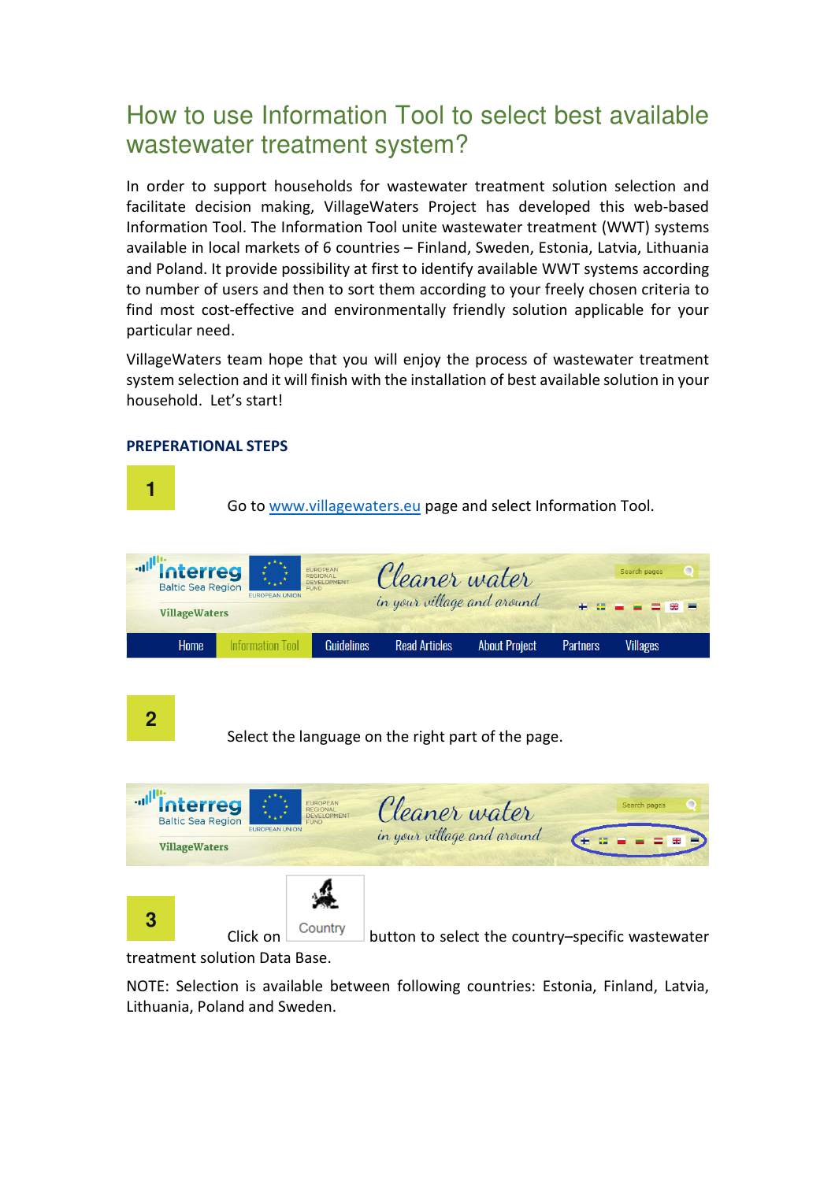# How to use Information Tool to select best available wastewater treatment system?

In order to support households for wastewater treatment solution selection and facilitate decision making, VillageWaters Project has developed this web-based Information Tool. The Information Tool unite wastewater treatment (WWT) systems available in local markets of 6 countries – Finland, Sweden, Estonia, Latvia, Lithuania and Poland. It provide possibility at first to identify available WWT systems according to number of users and then to sort them according to your freely chosen criteria to find most cost-effective and environmentally friendly solution applicable for your particular need.

VillageWaters team hope that you will enjoy the process of wastewater treatment system selection and it will finish with the installation of best available solution in your household. Let's start!

### PREPERATIONAL STEPS

**1** Go to www.villagewaters.eu page and select Information Tool.

**2** Select the language on the right part of the page.

**3** Click on **Country** button to select the country–specific wastewater treatment solution Data Base.

NOTE: Selection is available between following countries: Estonia, Finland, Latvia, Lithuania, Poland and Sweden.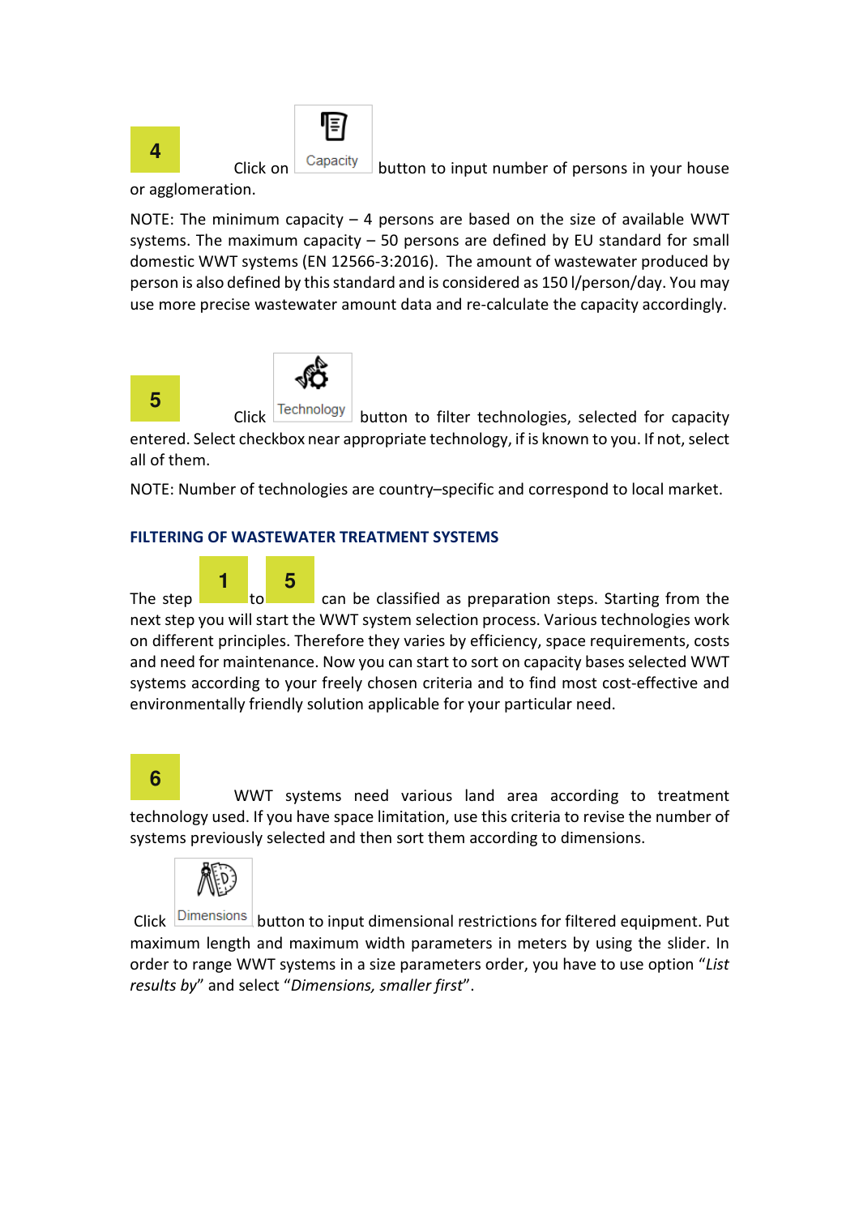**4** Click on **Capacity** button to input number of persons in your house or agglomeration.

NOTE: The minimum capacity – 4 persons are based on the size of available WWT systems. The maximum capacity – 50 persons are defined by EU standard for small domestic WWT systems (EN 12566-3:2016). The amount of wastewater produced by person is also defined by this standard and is considered as 150 l/person/day. You may use more precise wastewater amount data and re-calculate the capacity accordingly.

**5** Click **Technology** button to filter technologies, selected for capacity entered. Select checkbox near appropriate technology, if is known to you. If not, select all of them.

NOTE: Number of technologies are country–specific and correspond to local market.

## FILTERING OF WASTEWATER TREATMENT SYSTEMS

The step **1** to **5** can be classified as preparation steps. Starting from the next step you will start the WWT system selection process. Various technologies work on different principles. Therefore they varies by efficiency, space requirements, costs and need for maintenance. Now you can start to sort on capacity bases selected WWT systems according to your freely chosen criteria and to find most cost-effective and environmentally friendly solution applicable for your particular need.

**6** WWT systems need various land area according to treatment technology used. If you have space limitation, use this criteria to revise the number of systems previously selected and then sort them according to dimensions.

Click **Dimensions** button to input dimensional restrictions for filtered equipment. Put maximum length and maximum width parameters in meters by using the slider. In order to range WWT systems in a size parameters order, you have to use option "*List results by*" and select "*Dimensions, smaller first*".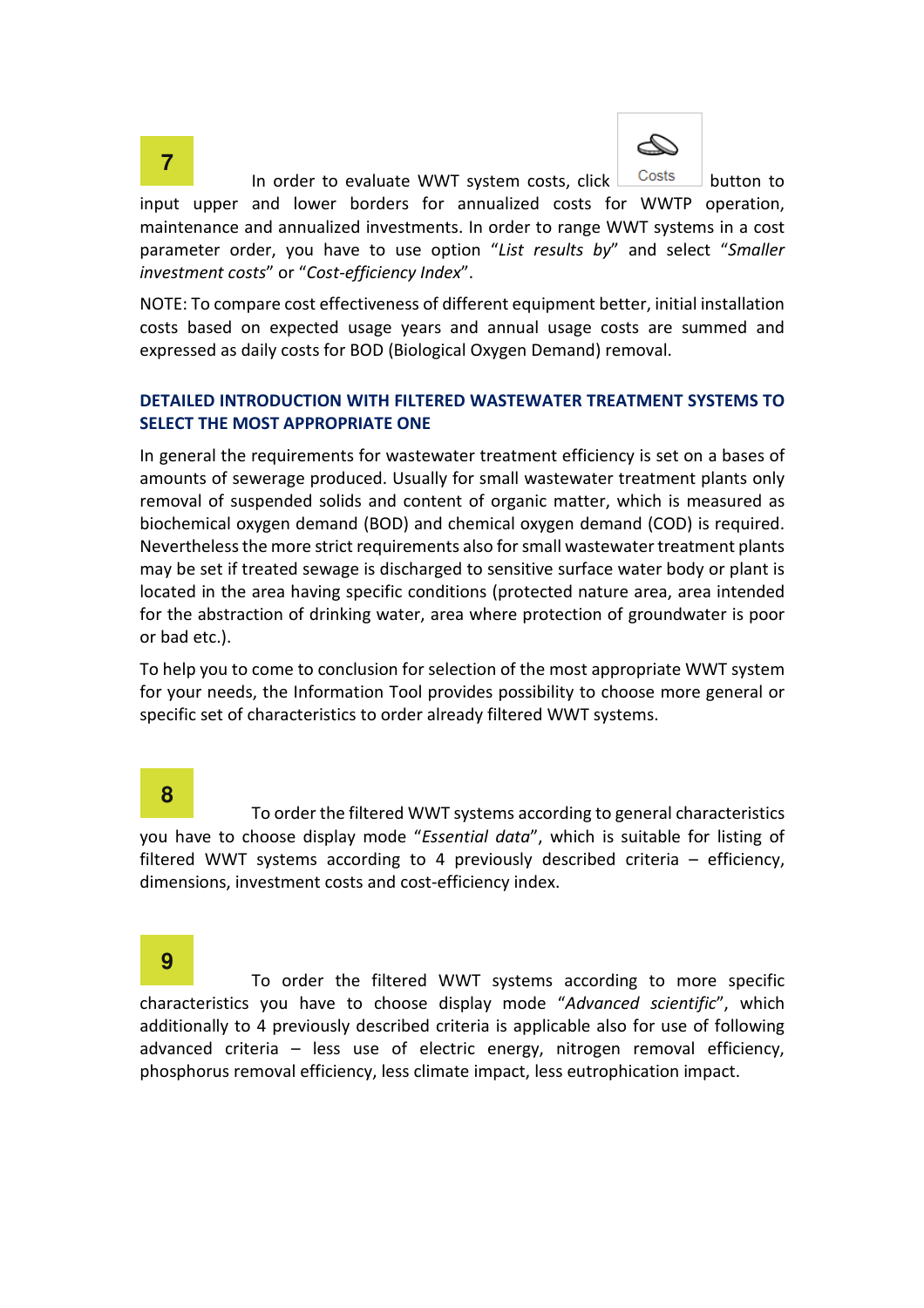**7**

In order to evaluate WWT system costs, click **Costs** button to input upper and lower borders for annualized costs for WWTP operation, maintenance and annualized investments. In order to range WWT systems in a cost parameter order, you have to use option “*List results by*” and select “*Smaller investment costs*” or “*Cost-efficiency Index*”.

NOTE: To compare cost effectiveness of different equipment better, initial installation costs based on expected usage years and annual usage costs are summed and expressed as daily costs for BOD (Biological Oxygen Demand) removal.

## DETAILED INTRODUCTION WITH FILTERED WASTEWATER TREATMENT SYSTEMS TO SELECT THE MOST APPROPRIATE ONE

In general the requirements for wastewater treatment efficiency is set on a bases of amounts of sewerage produced. Usually for small wastewater treatment plants only removal of suspended solids and content of organic matter, which is measured as biochemical oxygen demand (BOD) and chemical oxygen demand (COD) is required. Nevertheless the more strict requirements also for small wastewater treatment plants may be set if treated sewage is discharged to sensitive surface water body or plant is located in the area having specific conditions (protected nature area, area intended for the abstraction of drinking water, area where protection of groundwater is poor or bad etc.).

To help you to come to conclusion for selection of the most appropriate WWT system for your needs, the Information Tool provides possibility to choose more general or specific set of characteristics to order already filtered WWT systems.

**8**

To order the filtered WWT systems according to general characteristics you have to choose display mode “*Essential data*”, which is suitable for listing of filtered WWT systems according to 4 previously described criteria – efficiency, dimensions, investment costs and cost-efficiency index.

**9**

To order the filtered WWT systems according to more specific characteristics you have to choose display mode “*Advanced scientific*”, which additionally to 4 previously described criteria is applicable also for use of following advanced criteria – less use of electric energy, nitrogen removal efficiency, phosphorus removal efficiency, less climate impact, less eutrophication impact.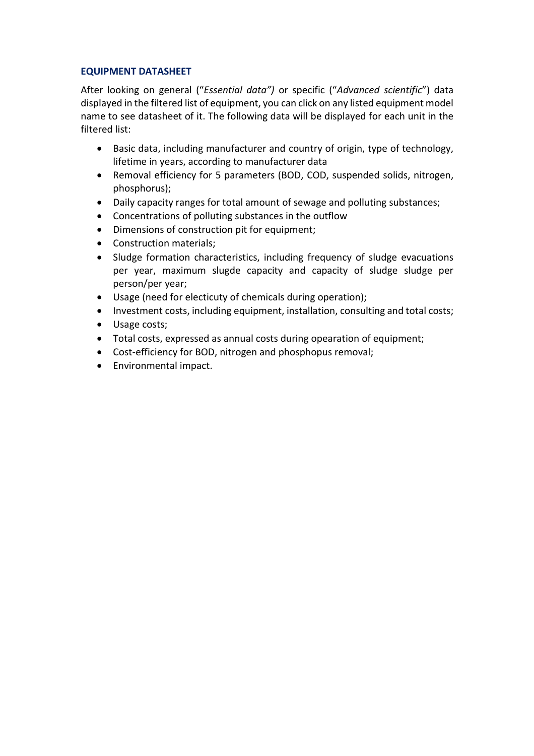### EQUIPMENT DATASHEET

After looking on general ("*Essential data")* or specific ("*Advanced scientific*") data displayed in the filtered list of equipment, you can click on any listed equipment model name to see datasheet of it. The following data will be displayed for each unit in the filtered list:

- Basic data, including manufacturer and country of origin, type of technology, lifetime in years, according to manufacturer data
- Removal efficiency for 5 parameters (BOD, COD, suspended solids, nitrogen, phosphorus);
- Daily capacity ranges for total amount of sewage and polluting substances;
- Concentrations of polluting substances in the outflow
- Dimensions of construction pit for equipment;
- Construction materials;
- Sludge formation characteristics, including frequency of sludge evacuations per year, maximum slugde capacity and capacity of sludge sludge per person/per year;
- Usage (need for electicuty of chemicals during operation);
- Investment costs, including equipment, installation, consulting and total costs;
- Usage costs;
- Total costs, expressed as annual costs during opearation of equipment;
- Cost-efficiency for BOD, nitrogen and phosphopus removal;
- Environmental impact.